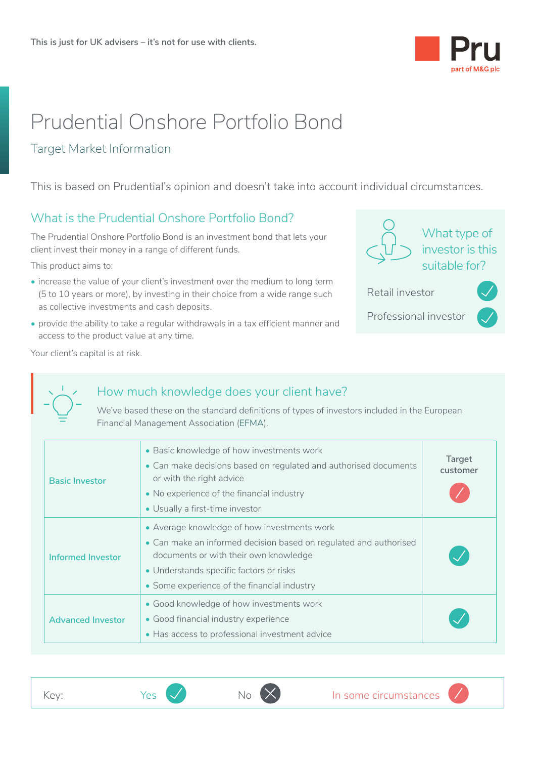This is just for UK advisers – it's not for use with clients.

Pru
part of M&G plc

# Prudential Onshore Portfolio Bond

## Target Market Information

This is based on Prudential's opinion and doesn't take into account individual circumstances.

## What is the Prudential Onshore Portfolio Bond?

The Prudential Onshore Portfolio Bond is an investment bond that lets your client invest their money in a range of different funds.

This product aims to:

- increase the value of your client's investment over the medium to long term (5 to 10 years or more), by investing in their choice from a wide range such as collective investments and cash deposits.
- provide the ability to take a regular withdrawals in a tax efficient manner and access to the product value at any time.

Your client's capital is at risk.

### What type of investor is this suitable for?

| Investor type | |
|---|---|
| Retail investor | Yes |
| Professional investor | Yes |

## How much knowledge does your client have?

We've based these on the standard definitions of types of investors included in the European Financial Management Association (EFMA).

| | | Target customer |
|---|---|---|
| Basic Investor | • Basic knowledge of how investments work<br>• Can make decisions based on regulated and authorised documents or with the right advice<br>• No experience of the financial industry<br>• Usually a first-time investor | In some circumstances |
| Informed Investor | • Average knowledge of how investments work<br>• Can make an informed decision based on regulated and authorised documents or with their own knowledge<br>• Understands specific factors or risks<br>• Some experience of the financial industry | Yes |
| Advanced Investor | • Good knowledge of how investments work<br>• Good financial industry experience<br>• Has access to professional investment advice | Yes |

Key: Yes ✓ No ✗ In some circumstances /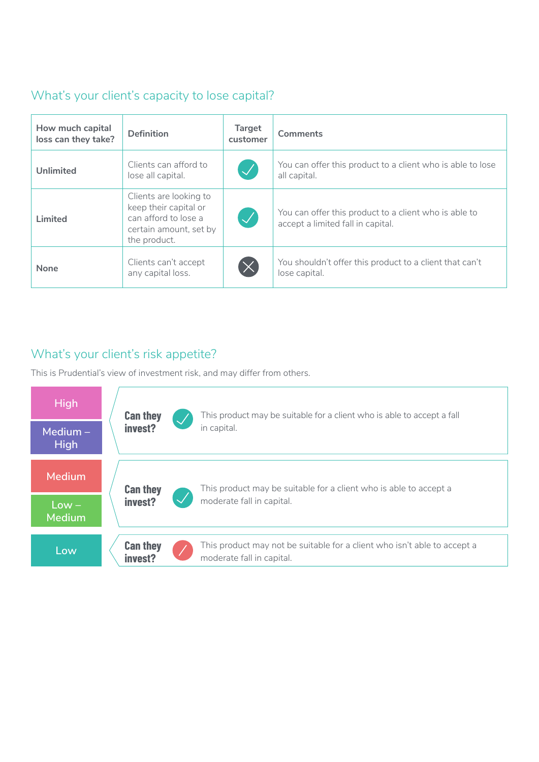## What's your client's capacity to lose capital?

| How much capital loss can they take? | Definition | Target customer | Comments |
|---|---|---|---|
| **Unlimited** | Clients can afford to lose all capital. | ✓ | You can offer this product to a client who is able to lose all capital. |
| **Limited** | Clients are looking to keep their capital or can afford to lose a certain amount, set by the product. | ✓ | You can offer this product to a client who is able to accept a limited fall in capital. |
| **None** | Clients can't accept any capital loss. | ✗ | You shouldn't offer this product to a client that can't lose capital. |

## What's your client's risk appetite?

This is Prudential's view of investment risk, and may differ from others.

| Risk appetite | Can they invest? | |
|---|---|---|
| High / Medium – High | ✓ | This product may be suitable for a client who is able to accept a fall in capital. |
| Medium / Low – Medium | ✓ | This product may be suitable for a client who is able to accept a moderate fall in capital. |
| Low | ✗ | This product may not be suitable for a client who isn't able to accept a moderate fall in capital. |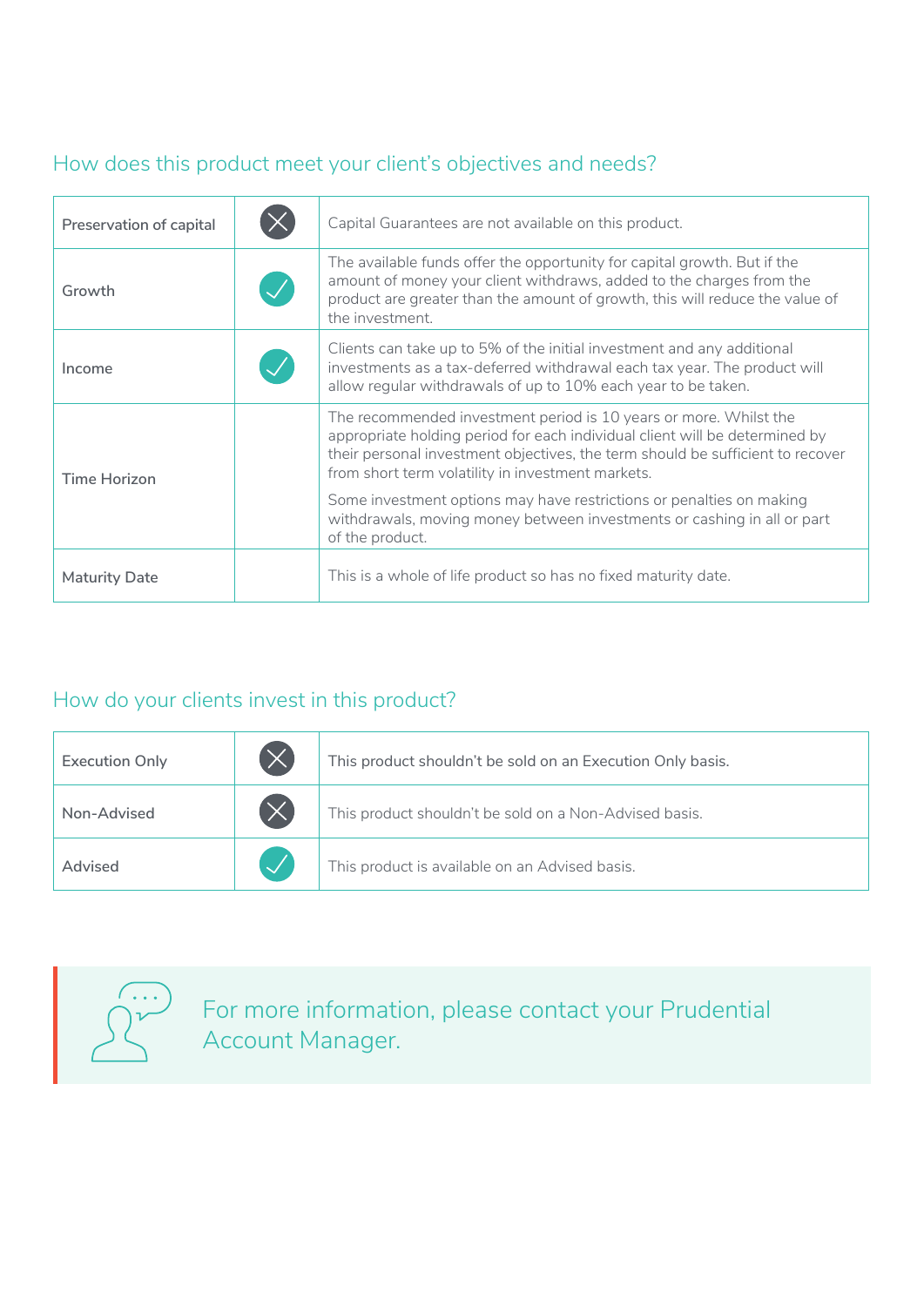## How does this product meet your client's objectives and needs?

| Preservation of capital | ✗ | Capital Guarantees are not available on this product. |
|---|---|---|
| Growth | ✓ | The available funds offer the opportunity for capital growth. But if the amount of money your client withdraws, added to the charges from the product are greater than the amount of growth, this will reduce the value of the investment. |
| Income | ✓ | Clients can take up to 5% of the initial investment and any additional investments as a tax-deferred withdrawal each tax year. The product will allow regular withdrawals of up to 10% each year to be taken. |
| Time Horizon | | The recommended investment period is 10 years or more. Whilst the appropriate holding period for each individual client will be determined by their personal investment objectives, the term should be sufficient to recover from short term volatility in investment markets.<br><br>Some investment options may have restrictions or penalties on making withdrawals, moving money between investments or cashing in all or part of the product. |
| Maturity Date | | This is a whole of life product so has no fixed maturity date. |

## How do your clients invest in this product?

| Execution Only | ✗ | This product shouldn't be sold on an Execution Only basis. |
|---|---|---|
| Non-Advised | ✗ | This product shouldn't be sold on a Non-Advised basis. |
| Advised | ✓ | This product is available on an Advised basis. |

For more information, please contact your Prudential Account Manager.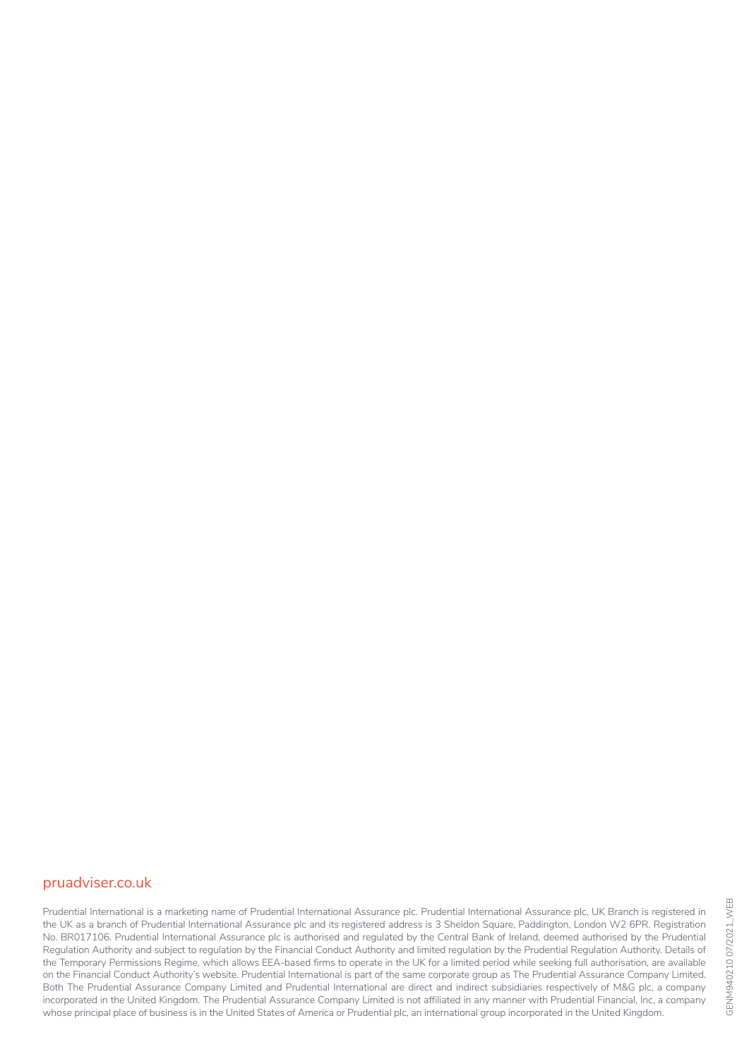pruadviser.co.uk

Prudential International is a marketing name of Prudential International Assurance plc. Prudential International Assurance plc, UK Branch is registered in the UK as a branch of Prudential International Assurance plc and its registered address is 3 Sheldon Square, Paddington, London W2 6PR. Registration No. BR017106. Prudential International Assurance plc is authorised and regulated by the Central Bank of Ireland, deemed authorised by the Prudential Regulation Authority and subject to regulation by the Financial Conduct Authority and limited regulation by the Prudential Regulation Authority. Details of the Temporary Permissions Regime, which allows EEA-based firms to operate in the UK for a limited period while seeking full authorisation, are available on the Financial Conduct Authority's website. Prudential International is part of the same corporate group as The Prudential Assurance Company Limited. Both The Prudential Assurance Company Limited and Prudential International are direct and indirect subsidiaries respectively of M&G plc, a company incorporated in the United Kingdom. The Prudential Assurance Company Limited is not affiliated in any manner with Prudential Financial, Inc, a company whose principal place of business is in the United States of America or Prudential plc, an international group incorporated in the United Kingdom.

GENM940210 07/2021_WEB